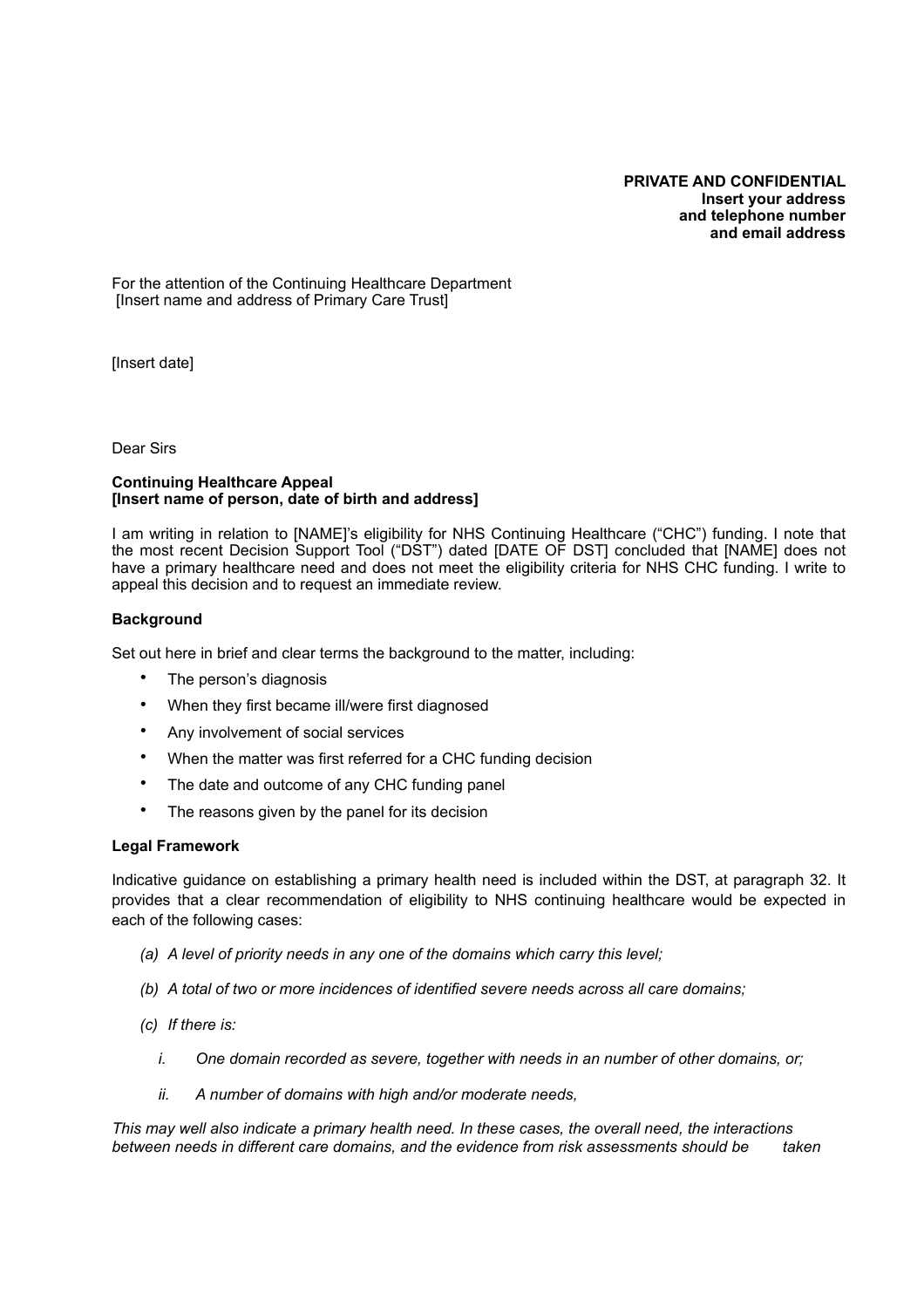**PRIVATE AND CONFIDENTIAL**
**Insert your address**
**and telephone number**
**and email address**

For the attention of the Continuing Healthcare Department
[Insert name and address of Primary Care Trust]

[Insert date]

Dear Sirs

**Continuing Healthcare Appeal**
**[Insert name of person, date of birth and address]**

I am writing in relation to [NAME]'s eligibility for NHS Continuing Healthcare ("CHC") funding. I note that the most recent Decision Support Tool ("DST") dated [DATE OF DST] concluded that [NAME] does not have a primary healthcare need and does not meet the eligibility criteria for NHS CHC funding. I write to appeal this decision and to request an immediate review.

**Background**

Set out here in brief and clear terms the background to the matter, including:

- The person's diagnosis
- When they first became ill/were first diagnosed
- Any involvement of social services
- When the matter was first referred for a CHC funding decision
- The date and outcome of any CHC funding panel
- The reasons given by the panel for its decision

**Legal Framework**

Indicative guidance on establishing a primary health need is included within the DST, at paragraph 32. It provides that a clear recommendation of eligibility to NHS continuing healthcare would be expected in each of the following cases:

*(a) A level of priority needs in any one of the domains which carry this level;*

*(b) A total of two or more incidences of identified severe needs across all care domains;*

*(c) If there is:*

*i. One domain recorded as severe, together with needs in an number of other domains, or;*

*ii. A number of domains with high and/or moderate needs,*

*This may well also indicate a primary health need. In these cases, the overall need, the interactions between needs in different care domains, and the evidence from risk assessments should be taken*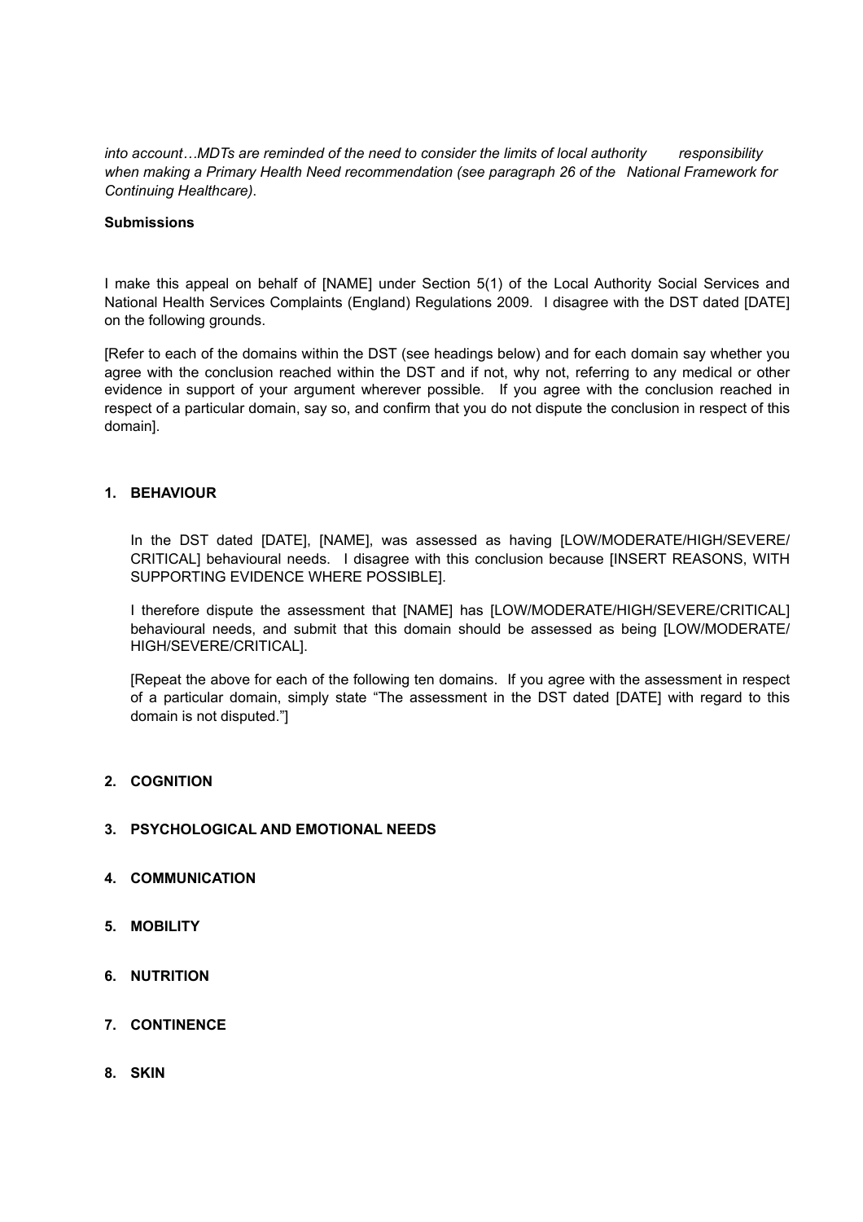*into account…MDTs are reminded of the need to consider the limits of local authority responsibility when making a Primary Health Need recommendation (see paragraph 26 of the National Framework for Continuing Healthcare).*

**Submissions**

I make this appeal on behalf of [NAME] under Section 5(1) of the Local Authority Social Services and National Health Services Complaints (England) Regulations 2009. I disagree with the DST dated [DATE] on the following grounds.

[Refer to each of the domains within the DST (see headings below) and for each domain say whether you agree with the conclusion reached within the DST and if not, why not, referring to any medical or other evidence in support of your argument wherever possible. If you agree with the conclusion reached in respect of a particular domain, say so, and confirm that you do not dispute the conclusion in respect of this domain].

1. **BEHAVIOUR**

   In the DST dated [DATE], [NAME], was assessed as having [LOW/MODERATE/HIGH/SEVERE/ CRITICAL] behavioural needs. I disagree with this conclusion because [INSERT REASONS, WITH SUPPORTING EVIDENCE WHERE POSSIBLE].

   I therefore dispute the assessment that [NAME] has [LOW/MODERATE/HIGH/SEVERE/CRITICAL] behavioural needs, and submit that this domain should be assessed as being [LOW/MODERATE/ HIGH/SEVERE/CRITICAL].

   [Repeat the above for each of the following ten domains. If you agree with the assessment in respect of a particular domain, simply state "The assessment in the DST dated [DATE] with regard to this domain is not disputed."]

2. **COGNITION**

3. **PSYCHOLOGICAL AND EMOTIONAL NEEDS**

4. **COMMUNICATION**

5. **MOBILITY**

6. **NUTRITION**

7. **CONTINENCE**

8. **SKIN**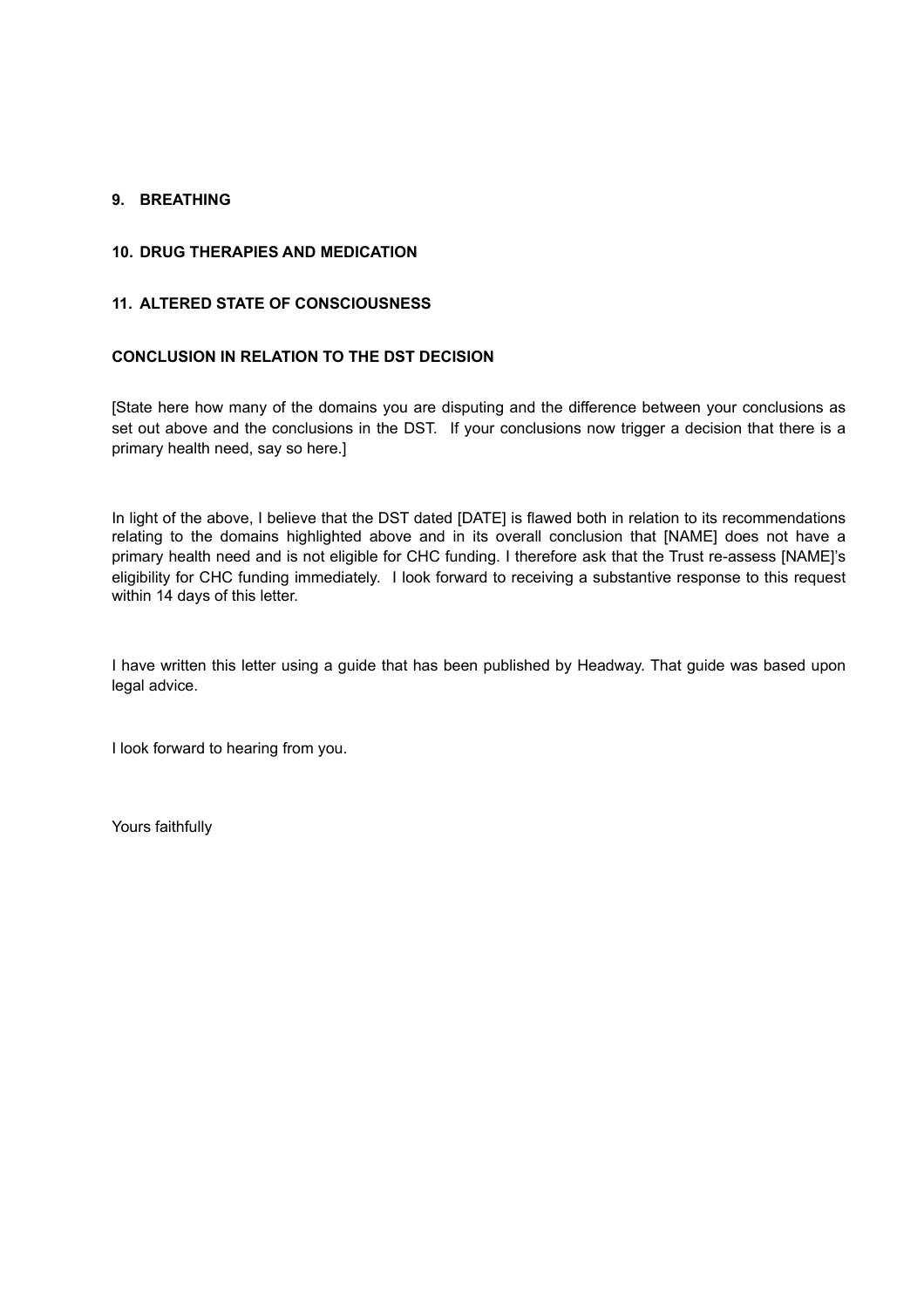## 9. BREATHING

## 10. DRUG THERAPIES AND MEDICATION

## 11. ALTERED STATE OF CONSCIOUSNESS

## CONCLUSION IN RELATION TO THE DST DECISION

[State here how many of the domains you are disputing and the difference between your conclusions as set out above and the conclusions in the DST. If your conclusions now trigger a decision that there is a primary health need, say so here.]

In light of the above, I believe that the DST dated [DATE] is flawed both in relation to its recommendations relating to the domains highlighted above and in its overall conclusion that [NAME] does not have a primary health need and is not eligible for CHC funding. I therefore ask that the Trust re-assess [NAME]'s eligibility for CHC funding immediately. I look forward to receiving a substantive response to this request within 14 days of this letter.

I have written this letter using a guide that has been published by Headway. That guide was based upon legal advice.

I look forward to hearing from you.

Yours faithfully